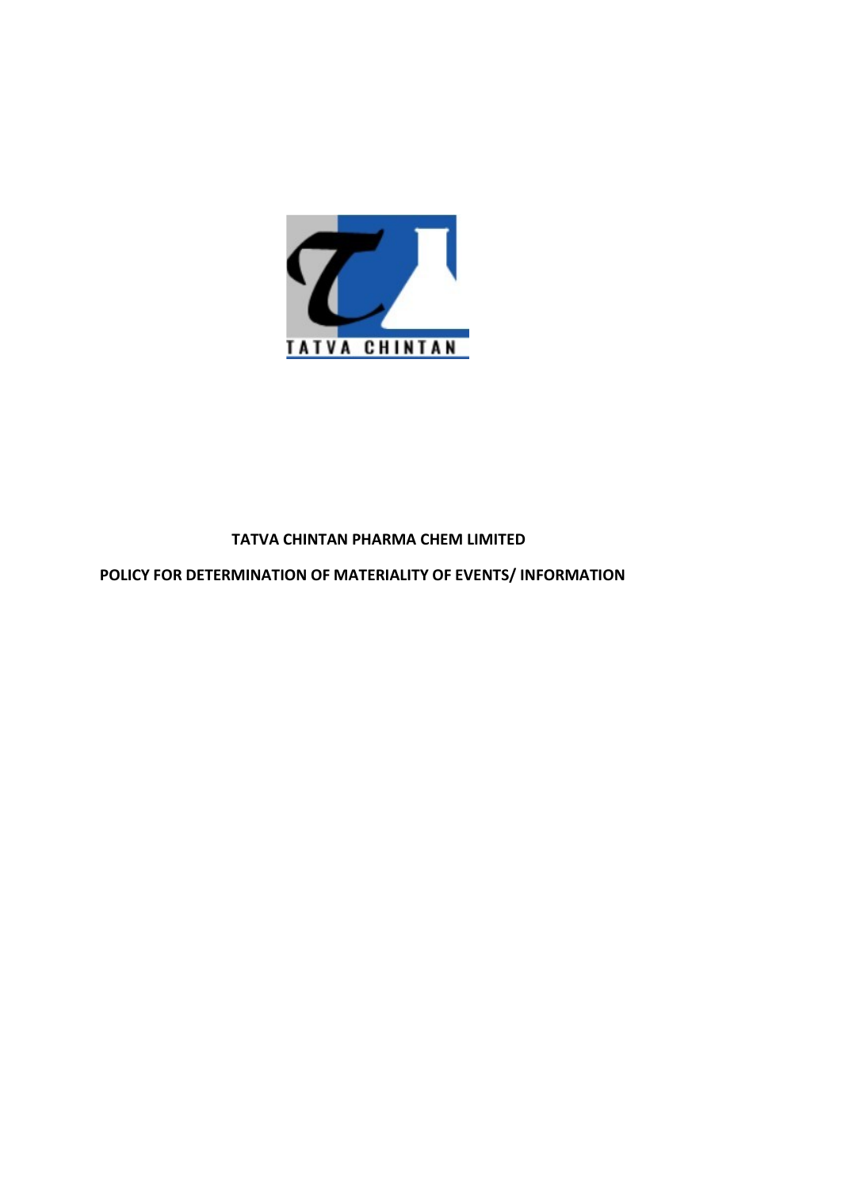# TATVA CHINTAN PHARMA CHEM LIMITED

## POLICY FOR DETERMINATION OF MATERIALITY OF EVENTS/ INFORMATION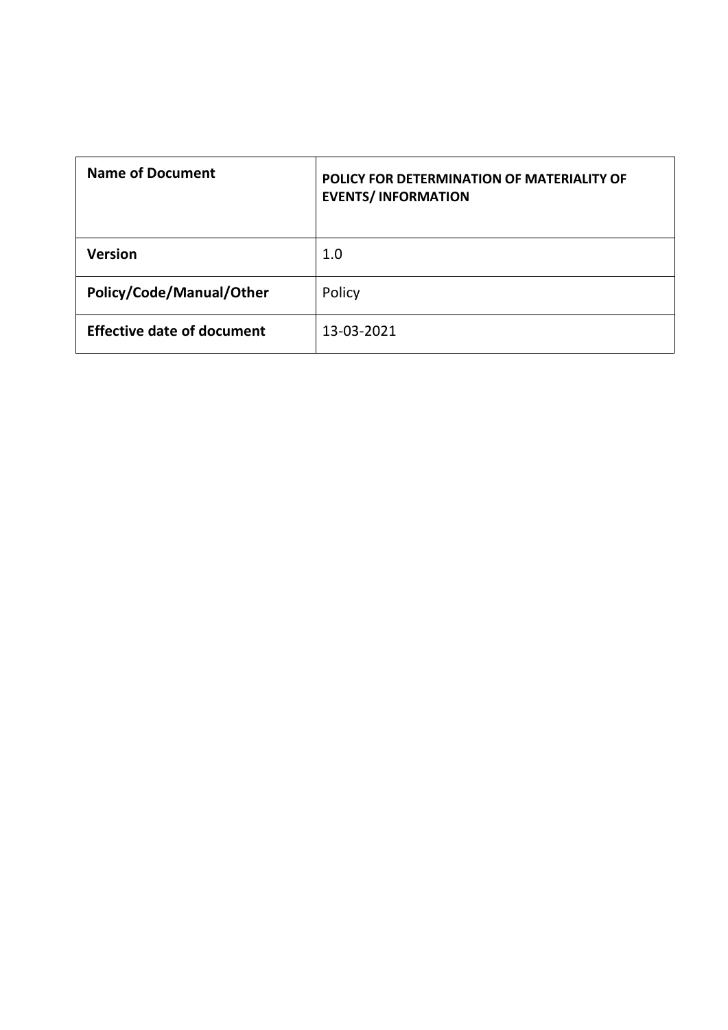| Name of Document | POLICY FOR DETERMINATION OF MATERIALITY OF EVENTS/ INFORMATION |
| --- | --- |
| Version | 1.0 |
| Policy/Code/Manual/Other | Policy |
| Effective date of document | 13-03-2021 |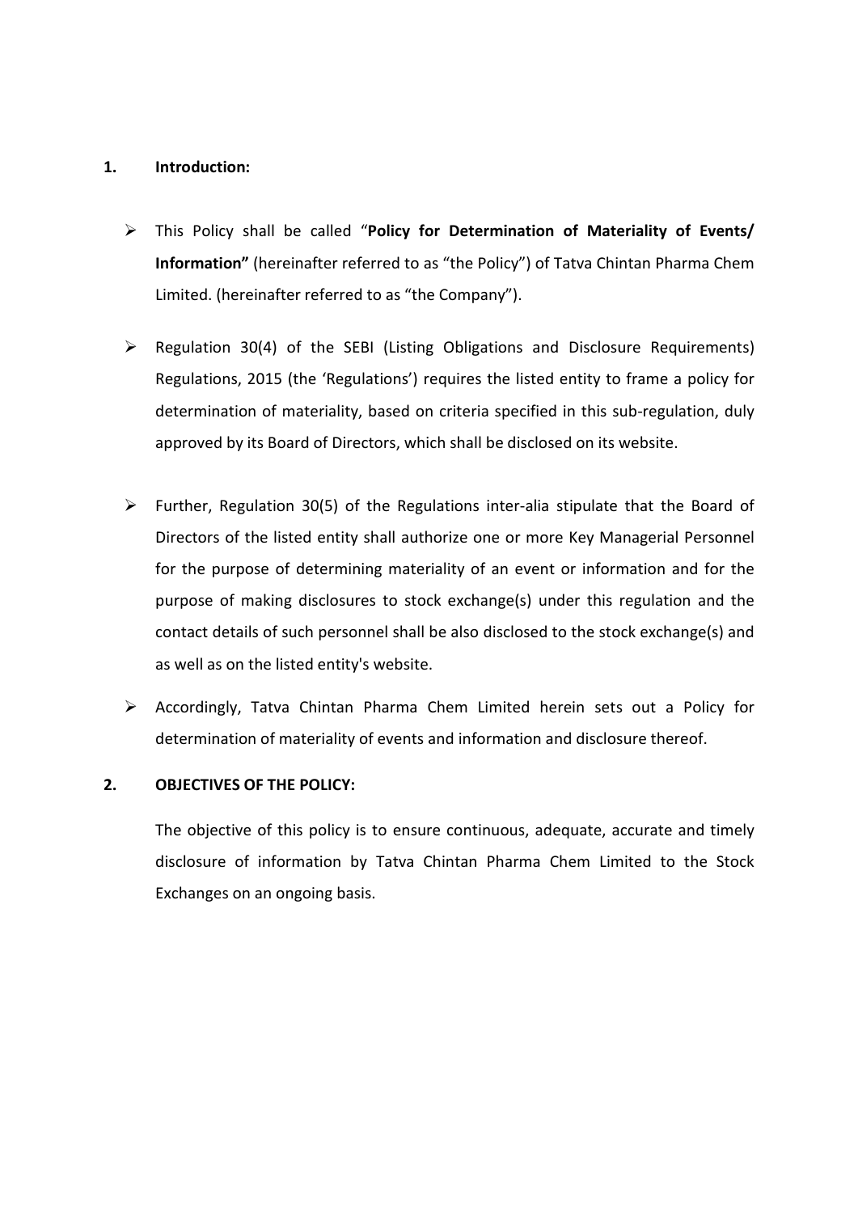## 1. Introduction:

- This Policy shall be called "**Policy for Determination of Materiality of Events/ Information"** (hereinafter referred to as "the Policy") of Tatva Chintan Pharma Chem Limited. (hereinafter referred to as "the Company").

- Regulation 30(4) of the SEBI (Listing Obligations and Disclosure Requirements) Regulations, 2015 (the 'Regulations') requires the listed entity to frame a policy for determination of materiality, based on criteria specified in this sub-regulation, duly approved by its Board of Directors, which shall be disclosed on its website.

- Further, Regulation 30(5) of the Regulations inter-alia stipulate that the Board of Directors of the listed entity shall authorize one or more Key Managerial Personnel for the purpose of determining materiality of an event or information and for the purpose of making disclosures to stock exchange(s) under this regulation and the contact details of such personnel shall be also disclosed to the stock exchange(s) and as well as on the listed entity's website.

- Accordingly, Tatva Chintan Pharma Chem Limited herein sets out a Policy for determination of materiality of events and information and disclosure thereof.

## 2. OBJECTIVES OF THE POLICY:

The objective of this policy is to ensure continuous, adequate, accurate and timely disclosure of information by Tatva Chintan Pharma Chem Limited to the Stock Exchanges on an ongoing basis.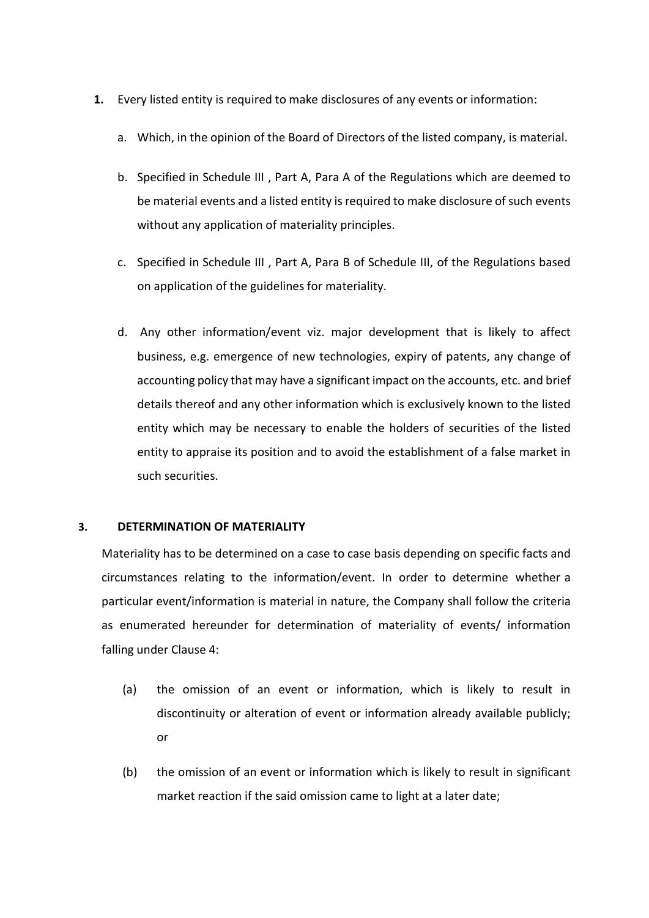1. Every listed entity is required to make disclosures of any events or information:

   a. Which, in the opinion of the Board of Directors of the listed company, is material.

   b. Specified in Schedule III , Part A, Para A of the Regulations which are deemed to be material events and a listed entity is required to make disclosure of such events without any application of materiality principles.

   c. Specified in Schedule III , Part A, Para B of Schedule III, of the Regulations based on application of the guidelines for materiality.

   d. Any other information/event viz. major development that is likely to affect business, e.g. emergence of new technologies, expiry of patents, any change of accounting policy that may have a significant impact on the accounts, etc. and brief details thereof and any other information which is exclusively known to the listed entity which may be necessary to enable the holders of securities of the listed entity to appraise its position and to avoid the establishment of a false market in such securities.

**3. DETERMINATION OF MATERIALITY**

Materiality has to be determined on a case to case basis depending on specific facts and circumstances relating to the information/event. In order to determine whether a particular event/information is material in nature, the Company shall follow the criteria as enumerated hereunder for determination of materiality of events/ information falling under Clause 4:

(a) the omission of an event or information, which is likely to result in discontinuity or alteration of event or information already available publicly; or

(b) the omission of an event or information which is likely to result in significant market reaction if the said omission came to light at a later date;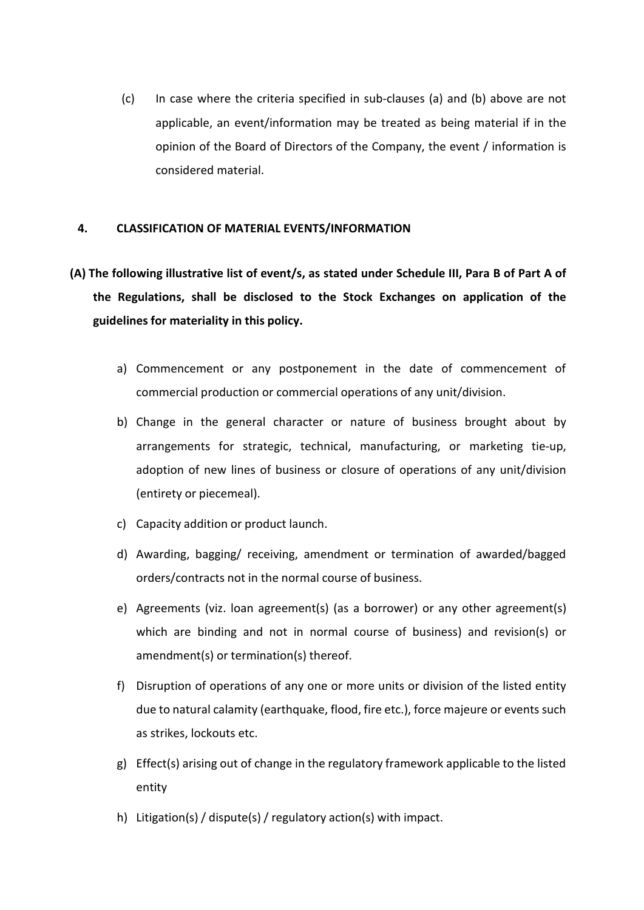(c) In case where the criteria specified in sub-clauses (a) and (b) above are not applicable, an event/information may be treated as being material if in the opinion of the Board of Directors of the Company, the event / information is considered material.

## 4. CLASSIFICATION OF MATERIAL EVENTS/INFORMATION

**(A) The following illustrative list of event/s, as stated under Schedule III, Para B of Part A of the Regulations, shall be disclosed to the Stock Exchanges on application of the guidelines for materiality in this policy.**

a) Commencement or any postponement in the date of commencement of commercial production or commercial operations of any unit/division.

b) Change in the general character or nature of business brought about by arrangements for strategic, technical, manufacturing, or marketing tie-up, adoption of new lines of business or closure of operations of any unit/division (entirety or piecemeal).

c) Capacity addition or product launch.

d) Awarding, bagging/ receiving, amendment or termination of awarded/bagged orders/contracts not in the normal course of business.

e) Agreements (viz. loan agreement(s) (as a borrower) or any other agreement(s) which are binding and not in normal course of business) and revision(s) or amendment(s) or termination(s) thereof.

f) Disruption of operations of any one or more units or division of the listed entity due to natural calamity (earthquake, flood, fire etc.), force majeure or events such as strikes, lockouts etc.

g) Effect(s) arising out of change in the regulatory framework applicable to the listed entity

h) Litigation(s) / dispute(s) / regulatory action(s) with impact.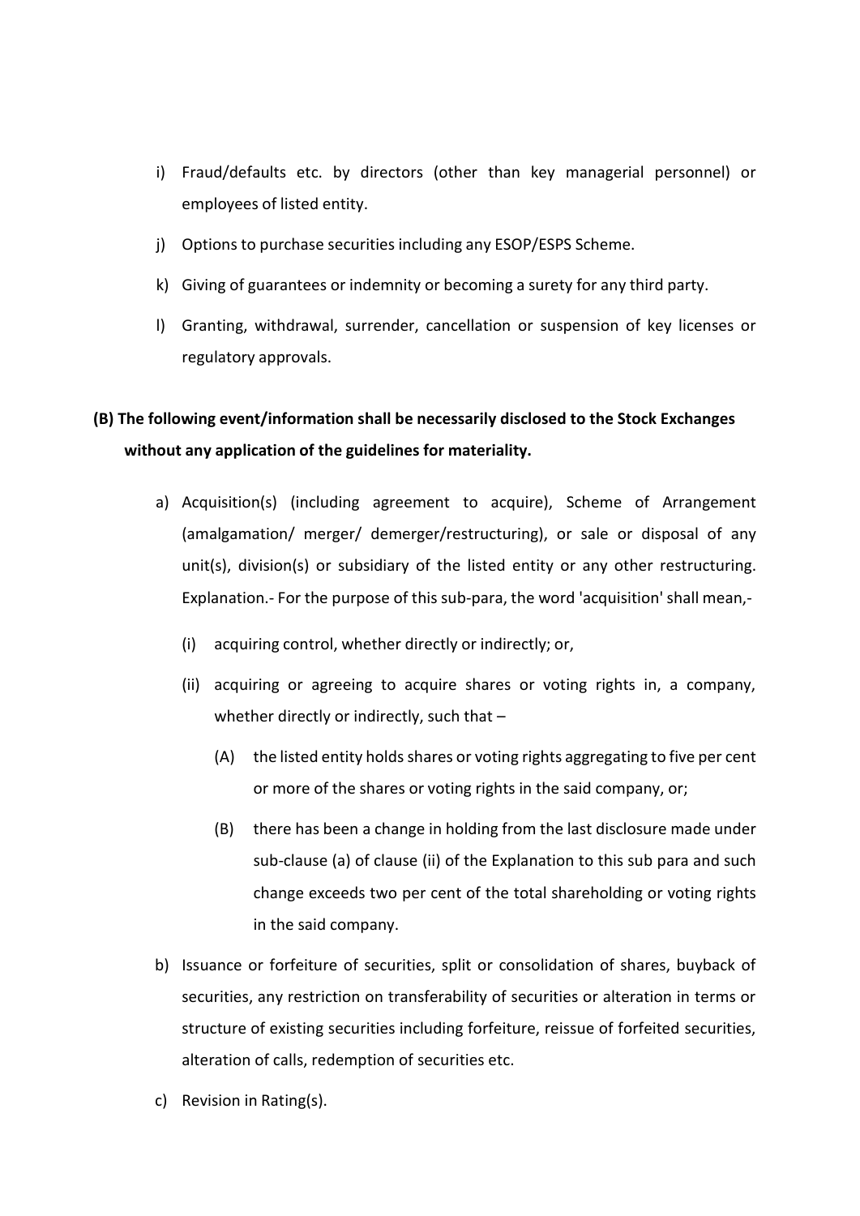i) Fraud/defaults etc. by directors (other than key managerial personnel) or employees of listed entity.

j) Options to purchase securities including any ESOP/ESPS Scheme.

k) Giving of guarantees or indemnity or becoming a surety for any third party.

l) Granting, withdrawal, surrender, cancellation or suspension of key licenses or regulatory approvals.

**(B) The following event/information shall be necessarily disclosed to the Stock Exchanges without any application of the guidelines for materiality.**

a) Acquisition(s) (including agreement to acquire), Scheme of Arrangement (amalgamation/ merger/ demerger/restructuring), or sale or disposal of any unit(s), division(s) or subsidiary of the listed entity or any other restructuring. Explanation.- For the purpose of this sub-para, the word 'acquisition' shall mean,-

   (i) acquiring control, whether directly or indirectly; or,

   (ii) acquiring or agreeing to acquire shares or voting rights in, a company, whether directly or indirectly, such that –

      (A) the listed entity holds shares or voting rights aggregating to five per cent or more of the shares or voting rights in the said company, or;

      (B) there has been a change in holding from the last disclosure made under sub-clause (a) of clause (ii) of the Explanation to this sub para and such change exceeds two per cent of the total shareholding or voting rights in the said company.

b) Issuance or forfeiture of securities, split or consolidation of shares, buyback of securities, any restriction on transferability of securities or alteration in terms or structure of existing securities including forfeiture, reissue of forfeited securities, alteration of calls, redemption of securities etc.

c) Revision in Rating(s).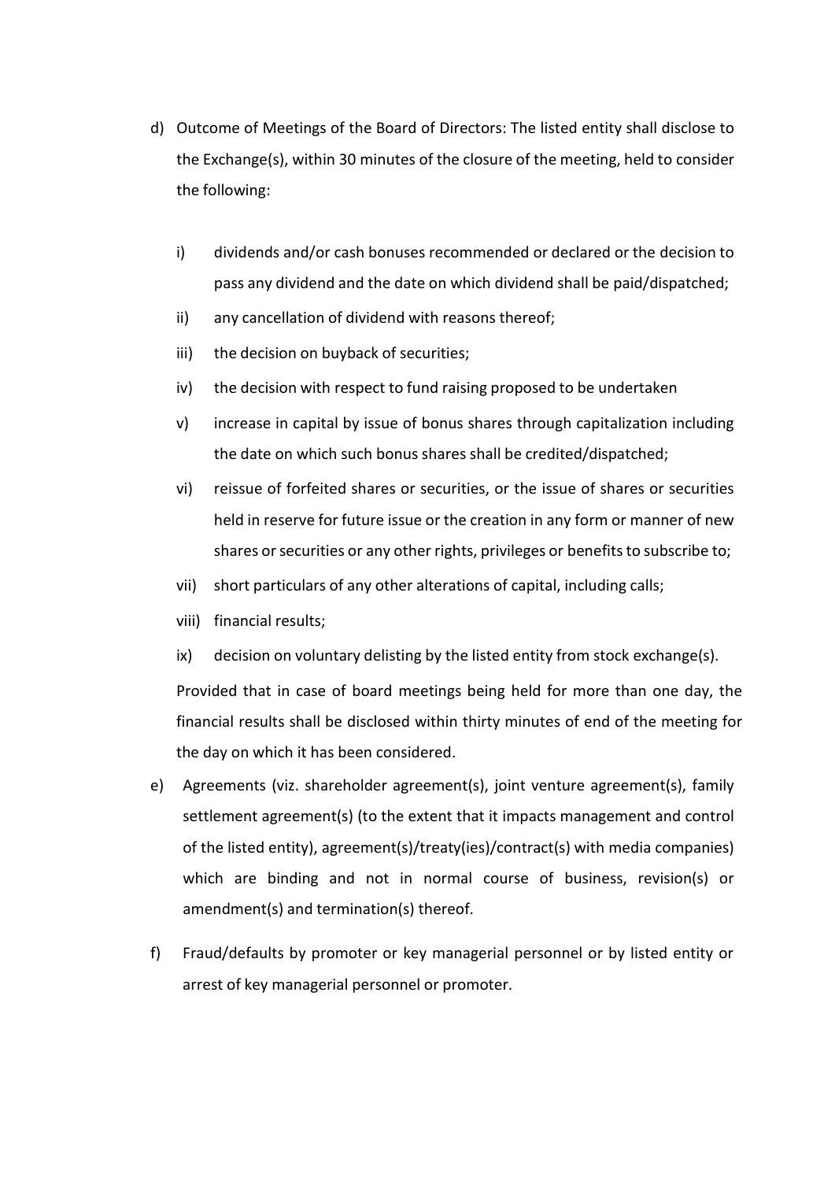d) Outcome of Meetings of the Board of Directors: The listed entity shall disclose to the Exchange(s), within 30 minutes of the closure of the meeting, held to consider the following:

   i) dividends and/or cash bonuses recommended or declared or the decision to pass any dividend and the date on which dividend shall be paid/dispatched;

   ii) any cancellation of dividend with reasons thereof;

   iii) the decision on buyback of securities;

   iv) the decision with respect to fund raising proposed to be undertaken

   v) increase in capital by issue of bonus shares through capitalization including the date on which such bonus shares shall be credited/dispatched;

   vi) reissue of forfeited shares or securities, or the issue of shares or securities held in reserve for future issue or the creation in any form or manner of new shares or securities or any other rights, privileges or benefits to subscribe to;

   vii) short particulars of any other alterations of capital, including calls;

   viii) financial results;

   ix) decision on voluntary delisting by the listed entity from stock exchange(s).

   Provided that in case of board meetings being held for more than one day, the financial results shall be disclosed within thirty minutes of end of the meeting for the day on which it has been considered.

e) Agreements (viz. shareholder agreement(s), joint venture agreement(s), family settlement agreement(s) (to the extent that it impacts management and control of the listed entity), agreement(s)/treaty(ies)/contract(s) with media companies) which are binding and not in normal course of business, revision(s) or amendment(s) and termination(s) thereof.

f) Fraud/defaults by promoter or key managerial personnel or by listed entity or arrest of key managerial personnel or promoter.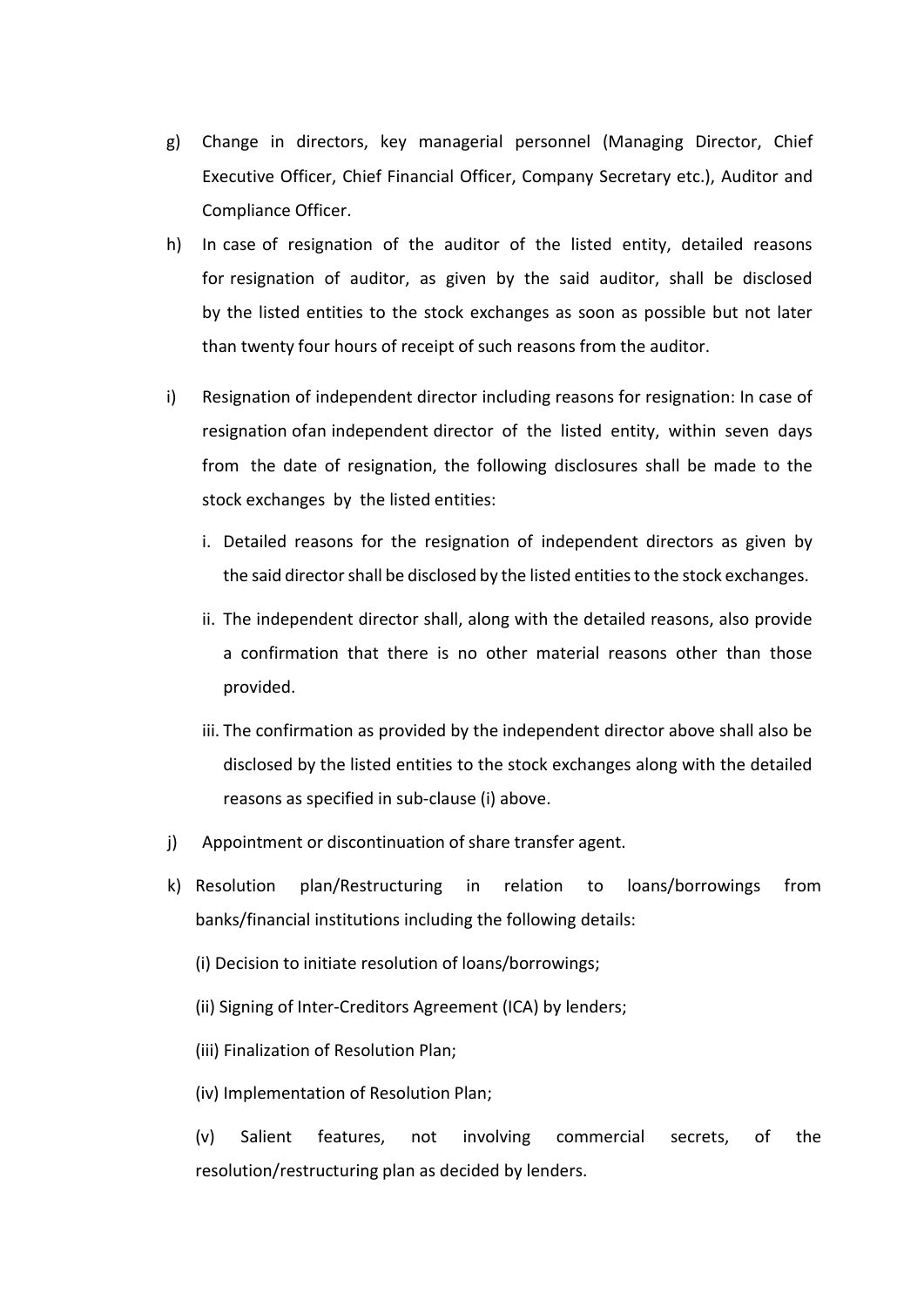g) Change in directors, key managerial personnel (Managing Director, Chief Executive Officer, Chief Financial Officer, Company Secretary etc.), Auditor and Compliance Officer.

h) In case of resignation of the auditor of the listed entity, detailed reasons for resignation of auditor, as given by the said auditor, shall be disclosed by the listed entities to the stock exchanges as soon as possible but not later than twenty four hours of receipt of such reasons from the auditor.

i) Resignation of independent director including reasons for resignation: In case of resignation ofan independent director of the listed entity, within seven days from the date of resignation, the following disclosures shall be made to the stock exchanges by the listed entities:

   i. Detailed reasons for the resignation of independent directors as given by the said director shall be disclosed by the listed entities to the stock exchanges.

   ii. The independent director shall, along with the detailed reasons, also provide a confirmation that there is no other material reasons other than those provided.

   iii. The confirmation as provided by the independent director above shall also be disclosed by the listed entities to the stock exchanges along with the detailed reasons as specified in sub-clause (i) above.

j) Appointment or discontinuation of share transfer agent.

k) Resolution plan/Restructuring in relation to loans/borrowings from banks/financial institutions including the following details:

   (i) Decision to initiate resolution of loans/borrowings;

   (ii) Signing of Inter-Creditors Agreement (ICA) by lenders;

   (iii) Finalization of Resolution Plan;

   (iv) Implementation of Resolution Plan;

   (v) Salient features, not involving commercial secrets, of the resolution/restructuring plan as decided by lenders.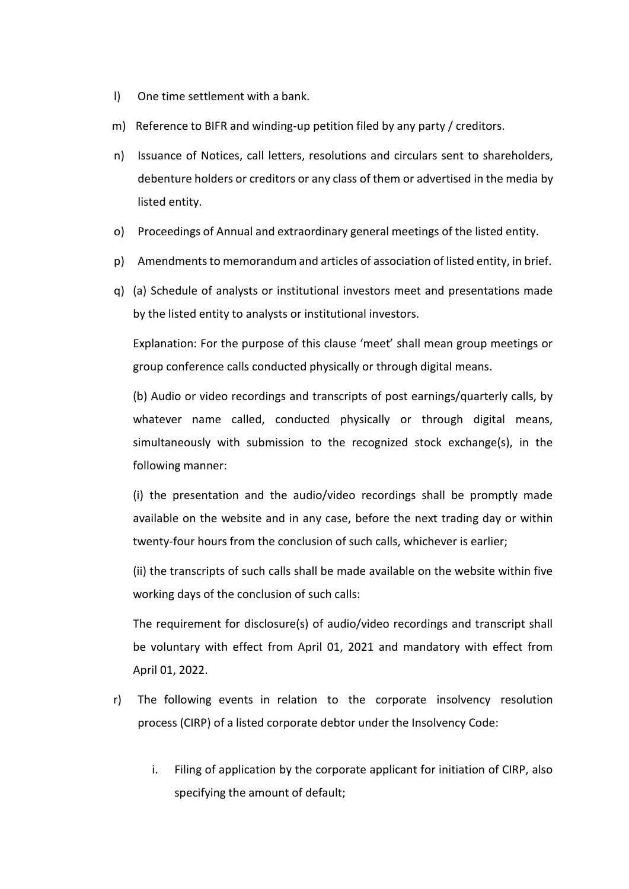l) One time settlement with a bank.

m) Reference to BIFR and winding-up petition filed by any party / creditors.

n) Issuance of Notices, call letters, resolutions and circulars sent to shareholders, debenture holders or creditors or any class of them or advertised in the media by listed entity.

o) Proceedings of Annual and extraordinary general meetings of the listed entity.

p) Amendments to memorandum and articles of association of listed entity, in brief.

q) (a) Schedule of analysts or institutional investors meet and presentations made by the listed entity to analysts or institutional investors.

   Explanation: For the purpose of this clause 'meet' shall mean group meetings or group conference calls conducted physically or through digital means.

   (b) Audio or video recordings and transcripts of post earnings/quarterly calls, by whatever name called, conducted physically or through digital means, simultaneously with submission to the recognized stock exchange(s), in the following manner:

   (i) the presentation and the audio/video recordings shall be promptly made available on the website and in any case, before the next trading day or within twenty-four hours from the conclusion of such calls, whichever is earlier;

   (ii) the transcripts of such calls shall be made available on the website within five working days of the conclusion of such calls:

   The requirement for disclosure(s) of audio/video recordings and transcript shall be voluntary with effect from April 01, 2021 and mandatory with effect from April 01, 2022.

r) The following events in relation to the corporate insolvency resolution process (CIRP) of a listed corporate debtor under the Insolvency Code:

   i. Filing of application by the corporate applicant for initiation of CIRP, also specifying the amount of default;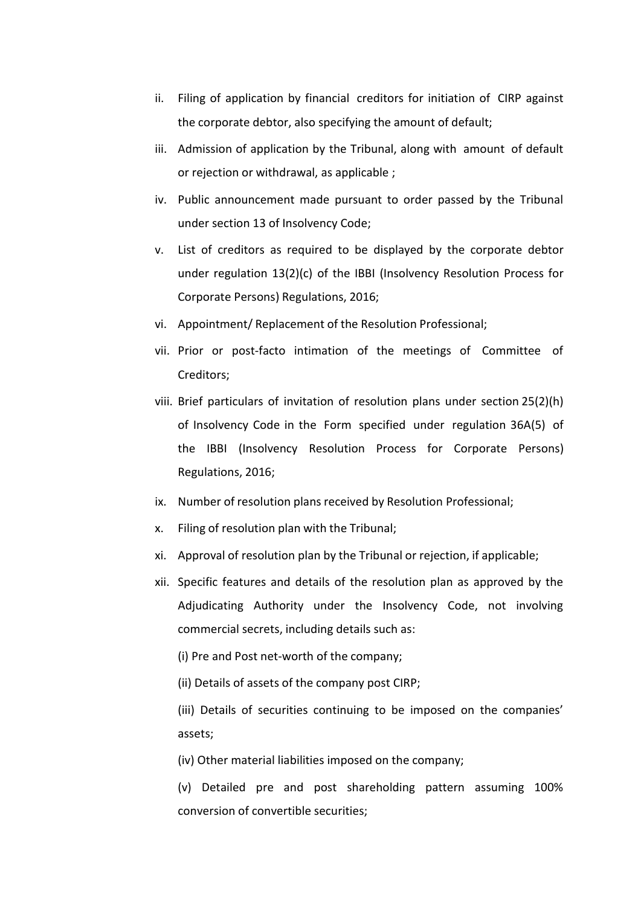ii. Filing of application by financial creditors for initiation of CIRP against the corporate debtor, also specifying the amount of default;

iii. Admission of application by the Tribunal, along with amount of default or rejection or withdrawal, as applicable ;

iv. Public announcement made pursuant to order passed by the Tribunal under section 13 of Insolvency Code;

v. List of creditors as required to be displayed by the corporate debtor under regulation 13(2)(c) of the IBBI (Insolvency Resolution Process for Corporate Persons) Regulations, 2016;

vi. Appointment/ Replacement of the Resolution Professional;

vii. Prior or post-facto intimation of the meetings of Committee of Creditors;

viii. Brief particulars of invitation of resolution plans under section 25(2)(h) of Insolvency Code in the Form specified under regulation 36A(5) of the IBBI (Insolvency Resolution Process for Corporate Persons) Regulations, 2016;

ix. Number of resolution plans received by Resolution Professional;

x. Filing of resolution plan with the Tribunal;

xi. Approval of resolution plan by the Tribunal or rejection, if applicable;

xii. Specific features and details of the resolution plan as approved by the Adjudicating Authority under the Insolvency Code, not involving commercial secrets, including details such as:

(i) Pre and Post net-worth of the company;

(ii) Details of assets of the company post CIRP;

(iii) Details of securities continuing to be imposed on the companies' assets;

(iv) Other material liabilities imposed on the company;

(v) Detailed pre and post shareholding pattern assuming 100% conversion of convertible securities;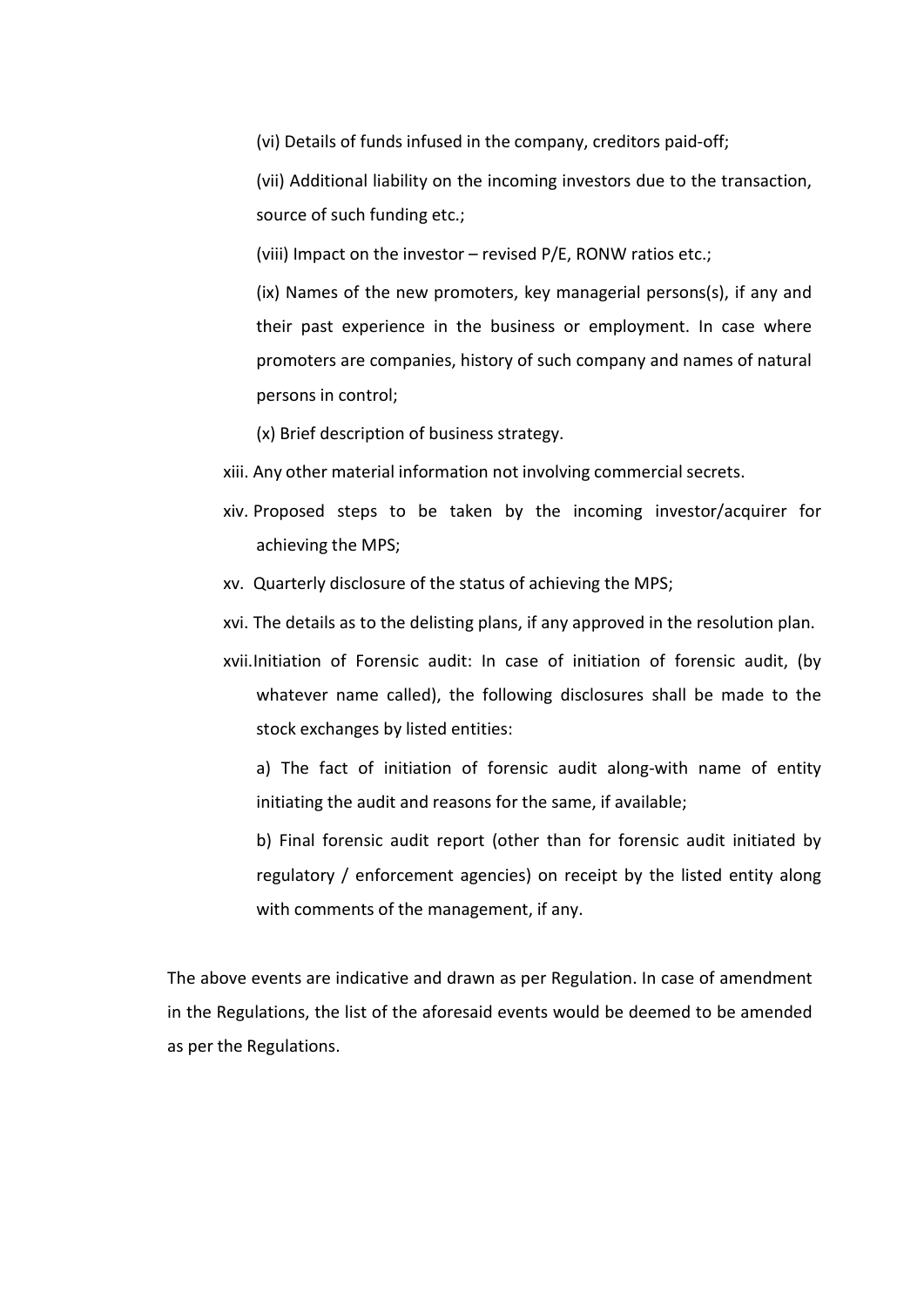(vi) Details of funds infused in the company, creditors paid-off;

(vii) Additional liability on the incoming investors due to the transaction, source of such funding etc.;

(viii) Impact on the investor – revised P/E, RONW ratios etc.;

(ix) Names of the new promoters, key managerial persons(s), if any and their past experience in the business or employment. In case where promoters are companies, history of such company and names of natural persons in control;

(x) Brief description of business strategy.

xiii. Any other material information not involving commercial secrets.

xiv. Proposed steps to be taken by the incoming investor/acquirer for achieving the MPS;

xv. Quarterly disclosure of the status of achieving the MPS;

xvi. The details as to the delisting plans, if any approved in the resolution plan.

xvii. Initiation of Forensic audit: In case of initiation of forensic audit, (by whatever name called), the following disclosures shall be made to the stock exchanges by listed entities:

a) The fact of initiation of forensic audit along-with name of entity initiating the audit and reasons for the same, if available;

b) Final forensic audit report (other than for forensic audit initiated by regulatory / enforcement agencies) on receipt by the listed entity along with comments of the management, if any.

The above events are indicative and drawn as per Regulation. In case of amendment in the Regulations, the list of the aforesaid events would be deemed to be amended as per the Regulations.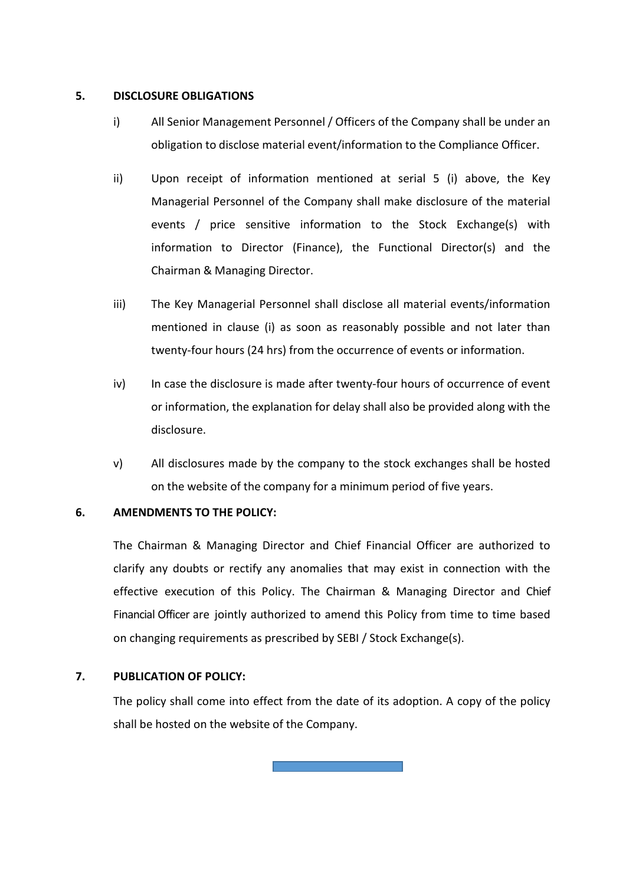## 5. DISCLOSURE OBLIGATIONS

i) All Senior Management Personnel / Officers of the Company shall be under an obligation to disclose material event/information to the Compliance Officer.

ii) Upon receipt of information mentioned at serial 5 (i) above, the Key Managerial Personnel of the Company shall make disclosure of the material events / price sensitive information to the Stock Exchange(s) with information to Director (Finance), the Functional Director(s) and the Chairman & Managing Director.

iii) The Key Managerial Personnel shall disclose all material events/information mentioned in clause (i) as soon as reasonably possible and not later than twenty-four hours (24 hrs) from the occurrence of events or information.

iv) In case the disclosure is made after twenty-four hours of occurrence of event or information, the explanation for delay shall also be provided along with the disclosure.

v) All disclosures made by the company to the stock exchanges shall be hosted on the website of the company for a minimum period of five years.

## 6. AMENDMENTS TO THE POLICY:

The Chairman & Managing Director and Chief Financial Officer are authorized to clarify any doubts or rectify any anomalies that may exist in connection with the effective execution of this Policy. The Chairman & Managing Director and Chief Financial Officer are jointly authorized to amend this Policy from time to time based on changing requirements as prescribed by SEBI / Stock Exchange(s).

## 7. PUBLICATION OF POLICY:

The policy shall come into effect from the date of its adoption. A copy of the policy shall be hosted on the website of the Company.